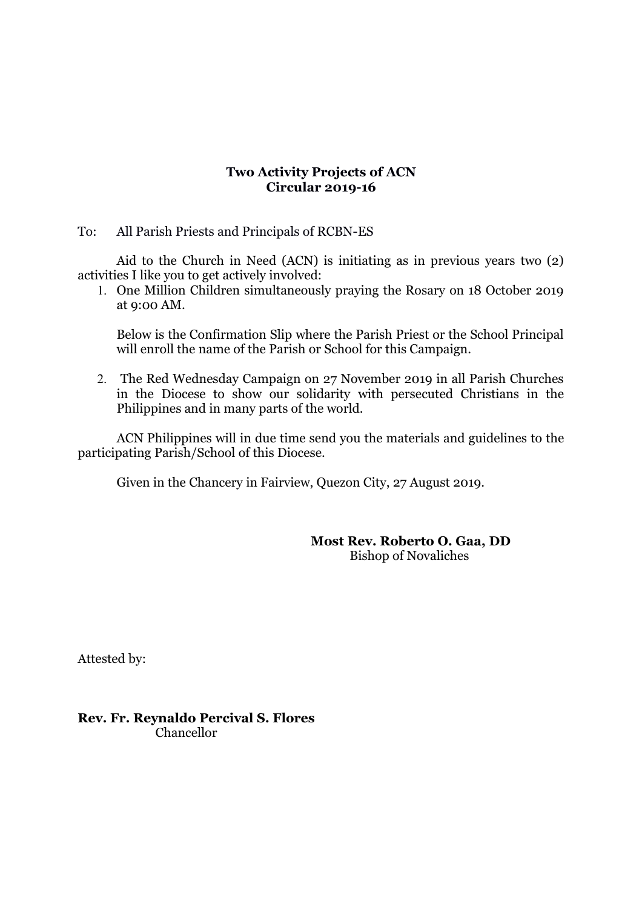**Two Activity Projects of ACN**
**Circular 2019-16**

To: All Parish Priests and Principals of RCBN-ES

Aid to the Church in Need (ACN) is initiating as in previous years two (2) activities I like you to get actively involved:

1. One Million Children simultaneously praying the Rosary on 18 October 2019 at 9:00 AM.

   Below is the Confirmation Slip where the Parish Priest or the School Principal will enroll the name of the Parish or School for this Campaign.

2. The Red Wednesday Campaign on 27 November 2019 in all Parish Churches in the Diocese to show our solidarity with persecuted Christians in the Philippines and in many parts of the world.

ACN Philippines will in due time send you the materials and guidelines to the participating Parish/School of this Diocese.

Given in the Chancery in Fairview, Quezon City, 27 August 2019.

**Most Rev. Roberto O. Gaa, DD**
Bishop of Novaliches

Attested by:

**Rev. Fr. Reynaldo Percival S. Flores**
Chancellor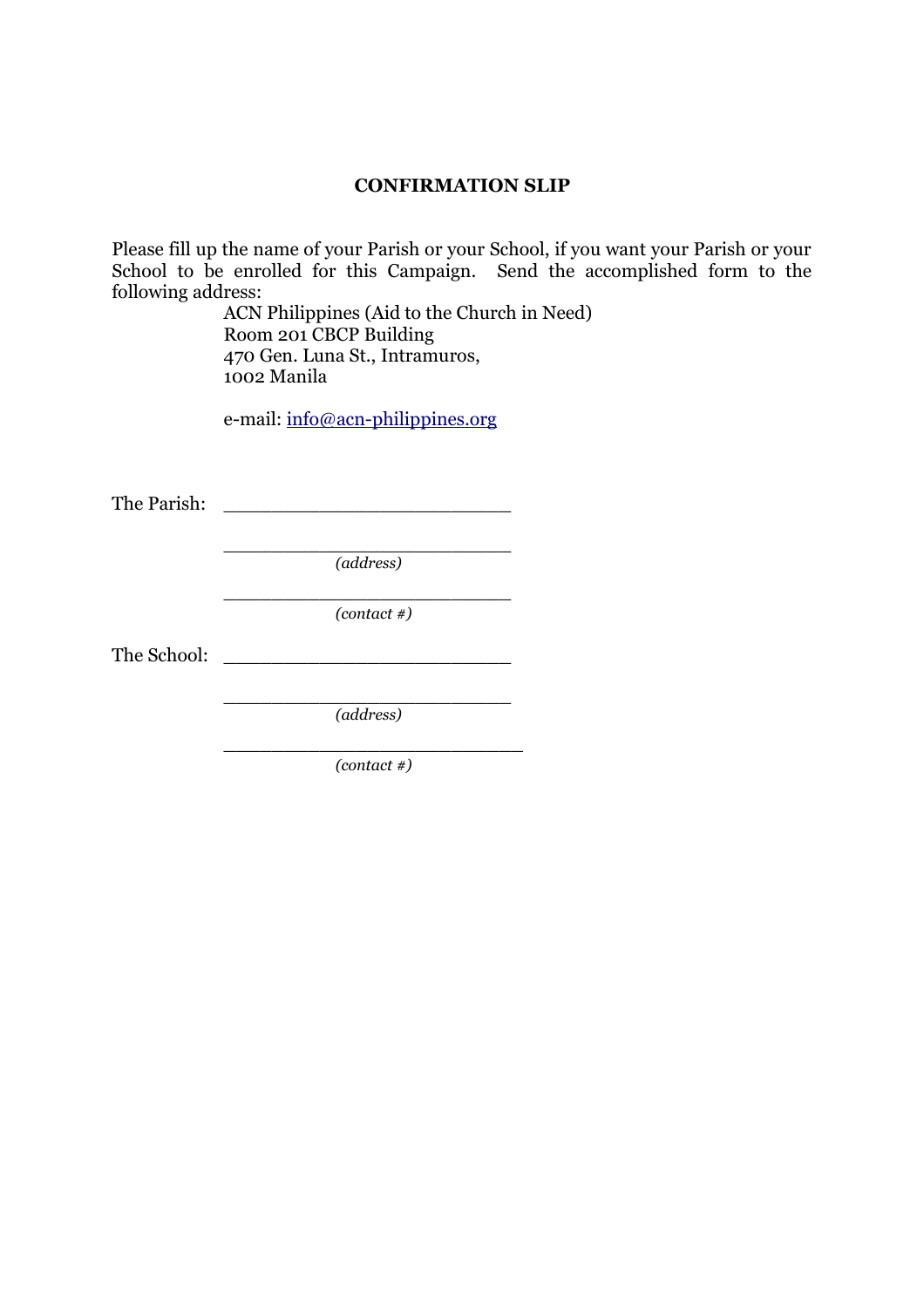**CONFIRMATION SLIP**

Please fill up the name of your Parish or your School, if you want your Parish or your School to be enrolled for this Campaign. Send the accomplished form to the following address:

ACN Philippines (Aid to the Church in Need)
Room 201 CBCP Building
470 Gen. Luna St., Intramuros,
1002 Manila

e-mail: info@acn-philippines.org

The Parish: ___________________________

___________________________
*(address)*

___________________________
*(contact #)*

The School: ___________________________

___________________________
*(address)*

____________________________
*(contact #)*